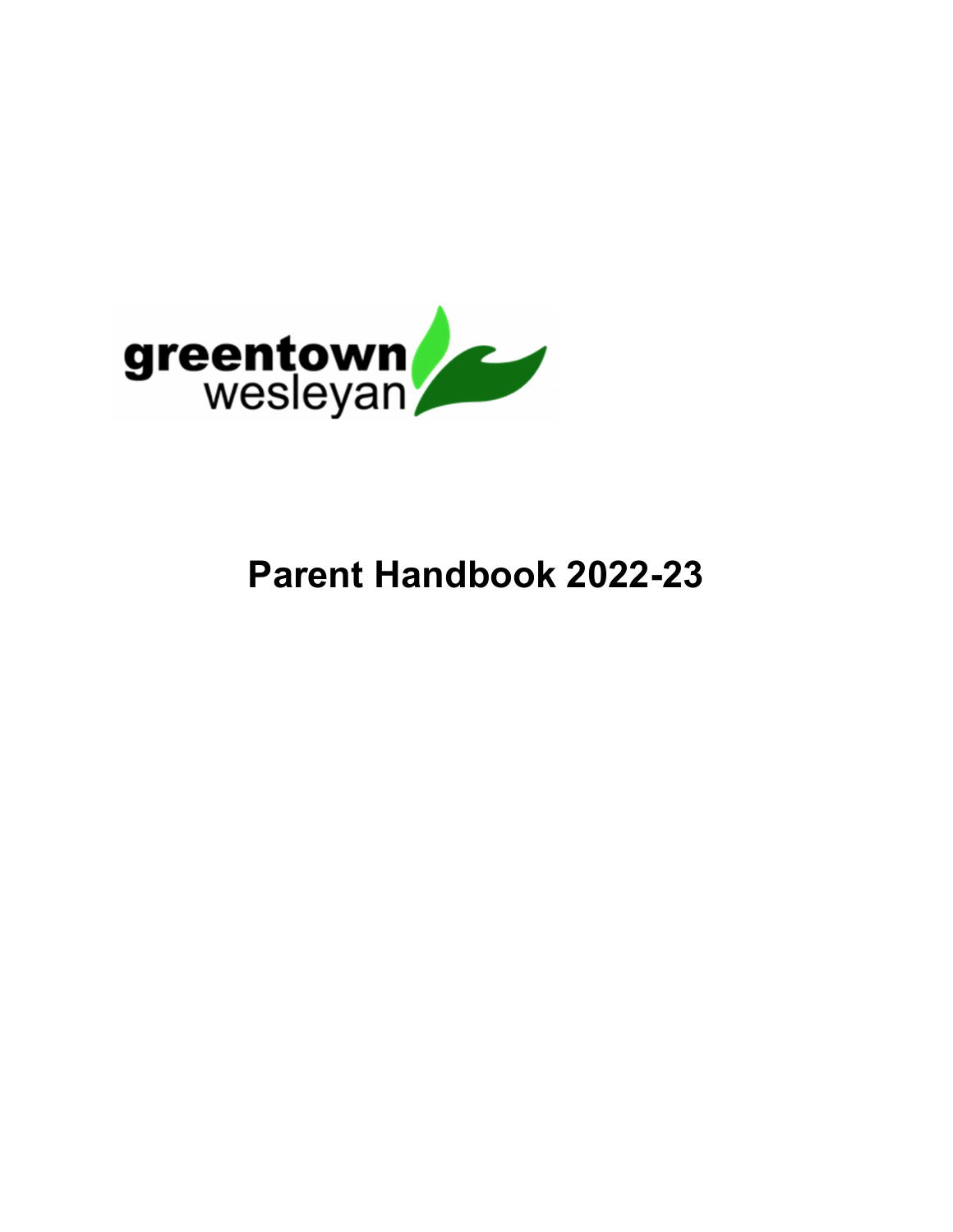greentown
wesleyan

# Parent Handbook 2022-23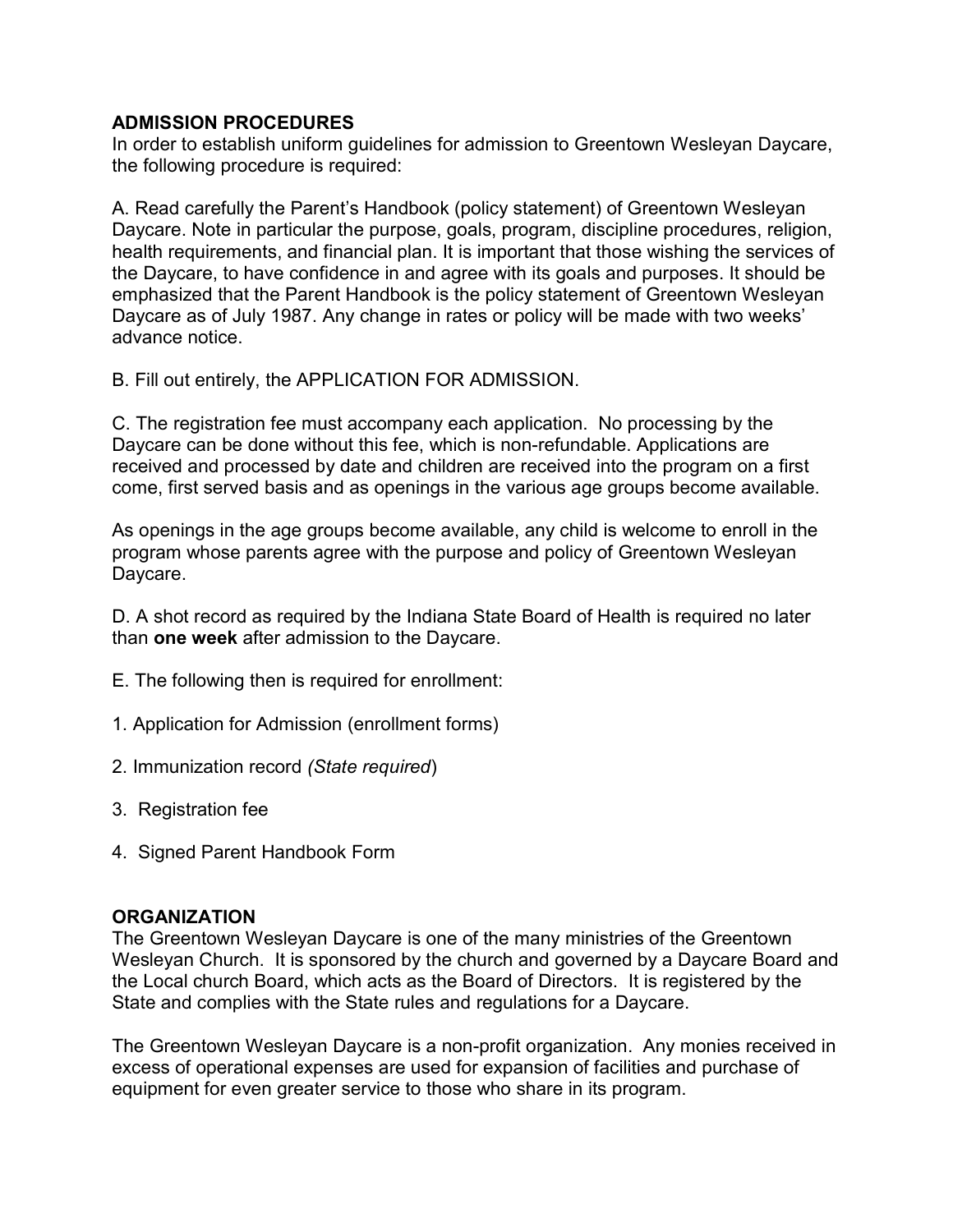## ADMISSION PROCEDURES

In order to establish uniform guidelines for admission to Greentown Wesleyan Daycare, the following procedure is required:

A. Read carefully the Parent's Handbook (policy statement) of Greentown Wesleyan Daycare. Note in particular the purpose, goals, program, discipline procedures, religion, health requirements, and financial plan. It is important that those wishing the services of the Daycare, to have confidence in and agree with its goals and purposes. It should be emphasized that the Parent Handbook is the policy statement of Greentown Wesleyan Daycare as of July 1987. Any change in rates or policy will be made with two weeks' advance notice.

B. Fill out entirely, the APPLICATION FOR ADMISSION.

C. The registration fee must accompany each application. No processing by the Daycare can be done without this fee, which is non-refundable. Applications are received and processed by date and children are received into the program on a first come, first served basis and as openings in the various age groups become available.

As openings in the age groups become available, any child is welcome to enroll in the program whose parents agree with the purpose and policy of Greentown Wesleyan Daycare.

D. A shot record as required by the Indiana State Board of Health is required no later than **one week** after admission to the Daycare.

E. The following then is required for enrollment:

1. Application for Admission (enrollment forms)
2. Immunization record *(State required*)
3. Registration fee
4. Signed Parent Handbook Form

## ORGANIZATION

The Greentown Wesleyan Daycare is one of the many ministries of the Greentown Wesleyan Church. It is sponsored by the church and governed by a Daycare Board and the Local church Board, which acts as the Board of Directors. It is registered by the State and complies with the State rules and regulations for a Daycare.

The Greentown Wesleyan Daycare is a non-profit organization. Any monies received in excess of operational expenses are used for expansion of facilities and purchase of equipment for even greater service to those who share in its program.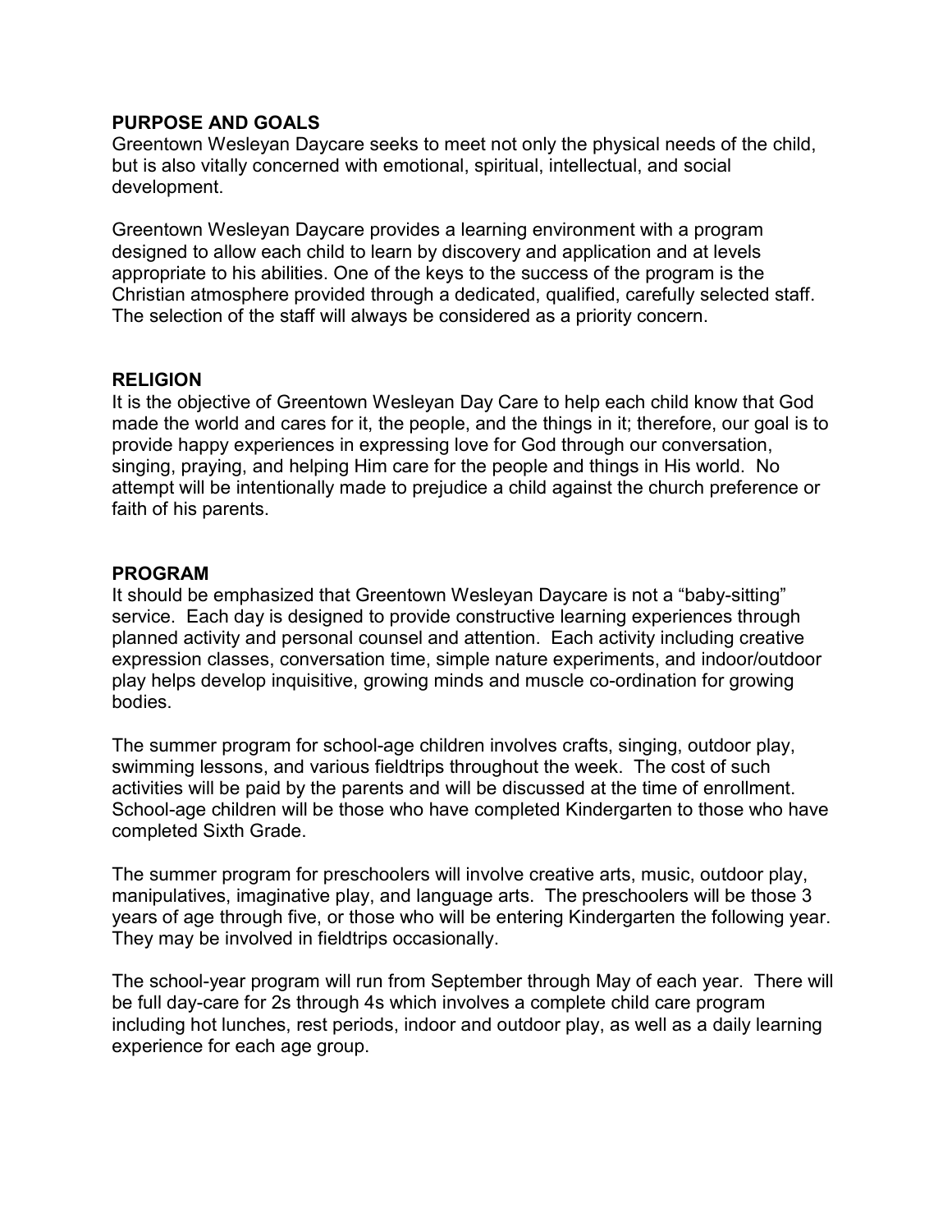## PURPOSE AND GOALS

Greentown Wesleyan Daycare seeks to meet not only the physical needs of the child, but is also vitally concerned with emotional, spiritual, intellectual, and social development.

Greentown Wesleyan Daycare provides a learning environment with a program designed to allow each child to learn by discovery and application and at levels appropriate to his abilities. One of the keys to the success of the program is the Christian atmosphere provided through a dedicated, qualified, carefully selected staff. The selection of the staff will always be considered as a priority concern.

## RELIGION

It is the objective of Greentown Wesleyan Day Care to help each child know that God made the world and cares for it, the people, and the things in it; therefore, our goal is to provide happy experiences in expressing love for God through our conversation, singing, praying, and helping Him care for the people and things in His world. No attempt will be intentionally made to prejudice a child against the church preference or faith of his parents.

## PROGRAM

It should be emphasized that Greentown Wesleyan Daycare is not a "baby-sitting" service. Each day is designed to provide constructive learning experiences through planned activity and personal counsel and attention. Each activity including creative expression classes, conversation time, simple nature experiments, and indoor/outdoor play helps develop inquisitive, growing minds and muscle co-ordination for growing bodies.

The summer program for school-age children involves crafts, singing, outdoor play, swimming lessons, and various fieldtrips throughout the week. The cost of such activities will be paid by the parents and will be discussed at the time of enrollment. School-age children will be those who have completed Kindergarten to those who have completed Sixth Grade.

The summer program for preschoolers will involve creative arts, music, outdoor play, manipulatives, imaginative play, and language arts. The preschoolers will be those 3 years of age through five, or those who will be entering Kindergarten the following year. They may be involved in fieldtrips occasionally.

The school-year program will run from September through May of each year. There will be full day-care for 2s through 4s which involves a complete child care program including hot lunches, rest periods, indoor and outdoor play, as well as a daily learning experience for each age group.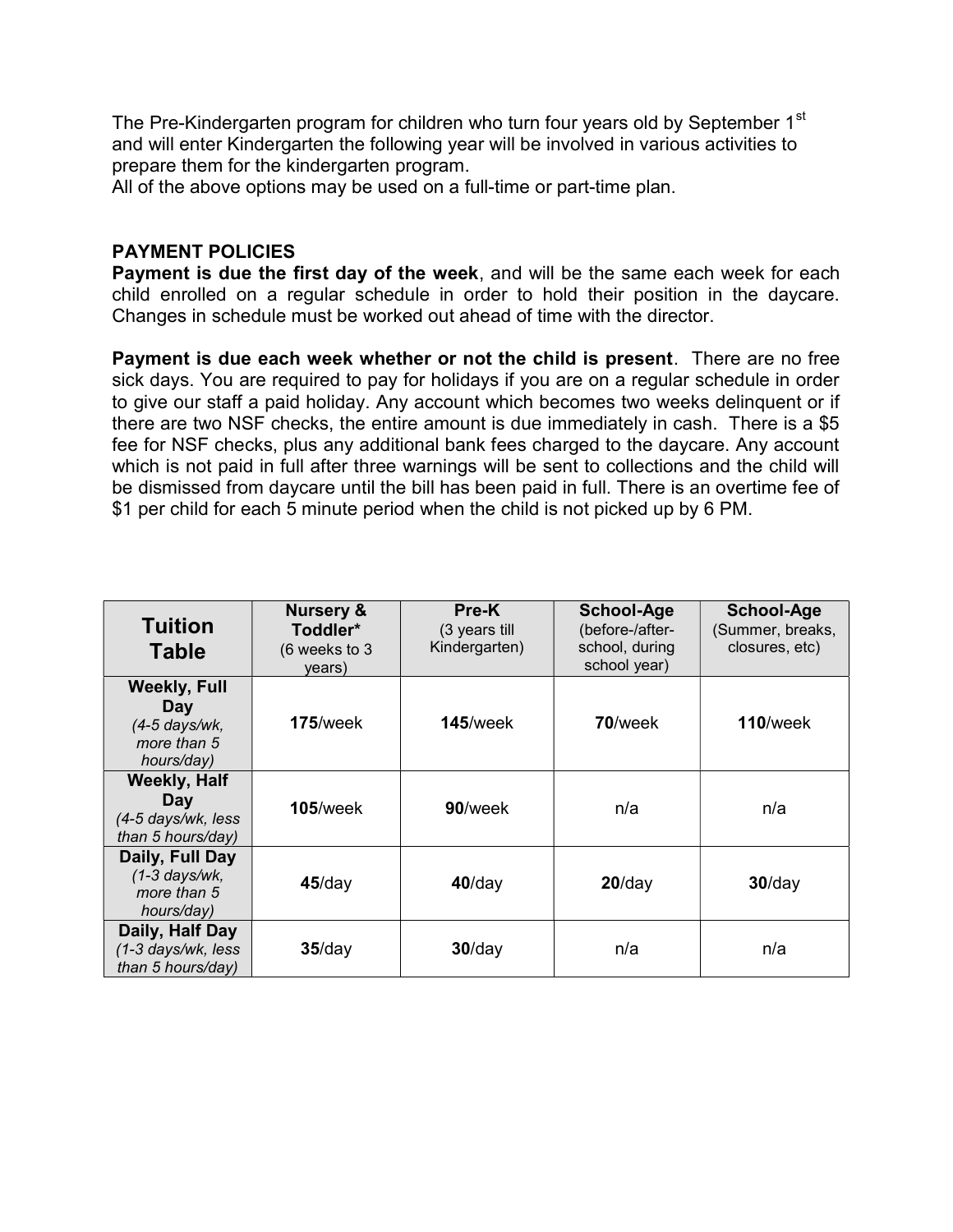The Pre-Kindergarten program for children who turn four years old by September 1st and will enter Kindergarten the following year will be involved in various activities to prepare them for the kindergarten program.
All of the above options may be used on a full-time or part-time plan.

**PAYMENT POLICIES**

**Payment is due the first day of the week**, and will be the same each week for each child enrolled on a regular schedule in order to hold their position in the daycare. Changes in schedule must be worked out ahead of time with the director.

**Payment is due each week whether or not the child is present**. There are no free sick days. You are required to pay for holidays if you are on a regular schedule in order to give our staff a paid holiday. Any account which becomes two weeks delinquent or if there are two NSF checks, the entire amount is due immediately in cash. There is a $5 fee for NSF checks, plus any additional bank fees charged to the daycare. Any account which is not paid in full after three warnings will be sent to collections and the child will be dismissed from daycare until the bill has been paid in full. There is an overtime fee of $1 per child for each 5 minute period when the child is not picked up by 6 PM.

| **Tuition Table** | **Nursery & Toddler*** (6 weeks to 3 years) | **Pre-K** (3 years till Kindergarten) | **School-Age** (before-/after-school, during school year) | **School-Age** (Summer, breaks, closures, etc) |
|---|---|---|---|---|
| **Weekly, Full Day** *(4-5 days/wk, more than 5 hours/day)* | **175**/week | **145**/week | **70**/week | **110**/week |
| **Weekly, Half Day** *(4-5 days/wk, less than 5 hours/day)* | **105**/week | **90**/week | n/a | n/a |
| **Daily, Full Day** *(1-3 days/wk, more than 5 hours/day)* | **45**/day | **40**/day | **20**/day | **30**/day |
| **Daily, Half Day** *(1-3 days/wk, less than 5 hours/day)* | **35**/day | **30**/day | n/a | n/a |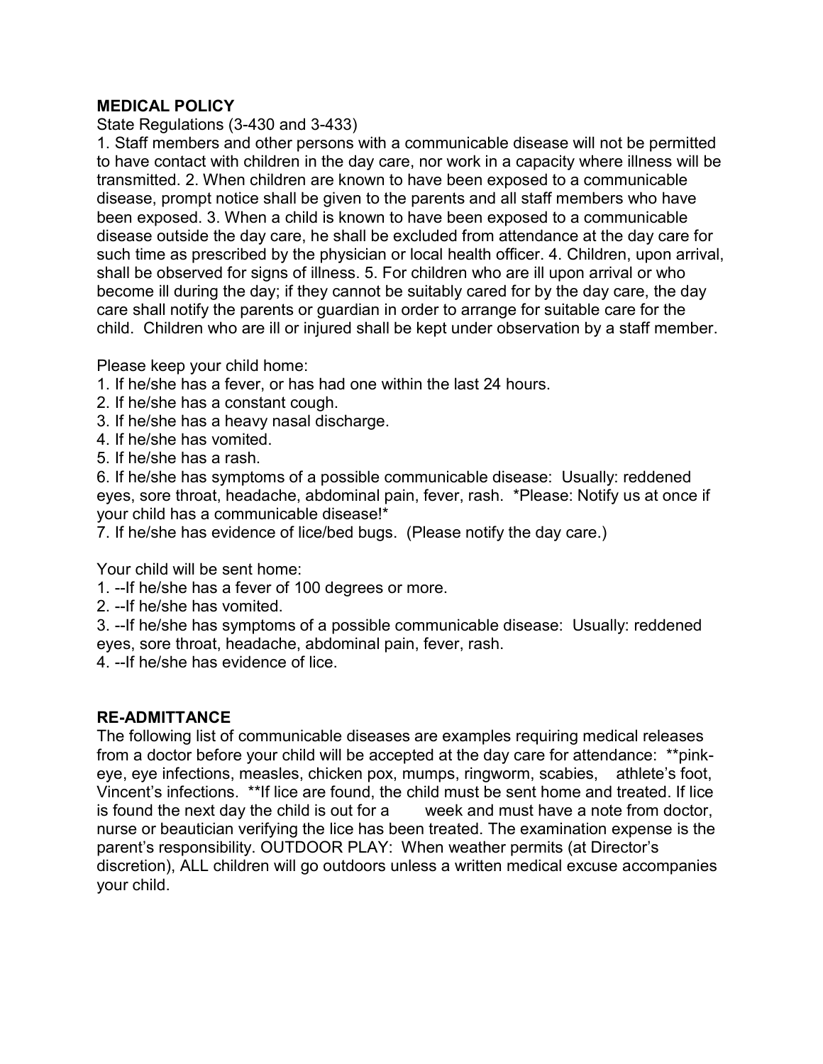**MEDICAL POLICY**

State Regulations (3-430 and 3-433)

1. Staff members and other persons with a communicable disease will not be permitted to have contact with children in the day care, nor work in a capacity where illness will be transmitted. 2. When children are known to have been exposed to a communicable disease, prompt notice shall be given to the parents and all staff members who have been exposed. 3. When a child is known to have been exposed to a communicable disease outside the day care, he shall be excluded from attendance at the day care for such time as prescribed by the physician or local health officer. 4. Children, upon arrival, shall be observed for signs of illness. 5. For children who are ill upon arrival or who become ill during the day; if they cannot be suitably cared for by the day care, the day care shall notify the parents or guardian in order to arrange for suitable care for the child. Children who are ill or injured shall be kept under observation by a staff member.

Please keep your child home:

1. If he/she has a fever, or has had one within the last 24 hours.
2. If he/she has a constant cough.
3. If he/she has a heavy nasal discharge.
4. If he/she has vomited.
5. If he/she has a rash.
6. If he/she has symptoms of a possible communicable disease: Usually: reddened eyes, sore throat, headache, abdominal pain, fever, rash. *Please: Notify us at once if your child has a communicable disease!*
7. If he/she has evidence of lice/bed bugs. (Please notify the day care.)

Your child will be sent home:

1. --If he/she has a fever of 100 degrees or more.
2. --If he/she has vomited.
3. --If he/she has symptoms of a possible communicable disease: Usually: reddened eyes, sore throat, headache, abdominal pain, fever, rash.
4. --If he/she has evidence of lice.

**RE-ADMITTANCE**

The following list of communicable diseases are examples requiring medical releases from a doctor before your child will be accepted at the day care for attendance: **pink-eye, eye infections, measles, chicken pox, mumps, ringworm, scabies, athlete's foot, Vincent's infections. **If lice are found, the child must be sent home and treated. If lice is found the next day the child is out for a week and must have a note from doctor, nurse or beautician verifying the lice has been treated. The examination expense is the parent's responsibility. OUTDOOR PLAY: When weather permits (at Director's discretion), ALL children will go outdoors unless a written medical excuse accompanies your child.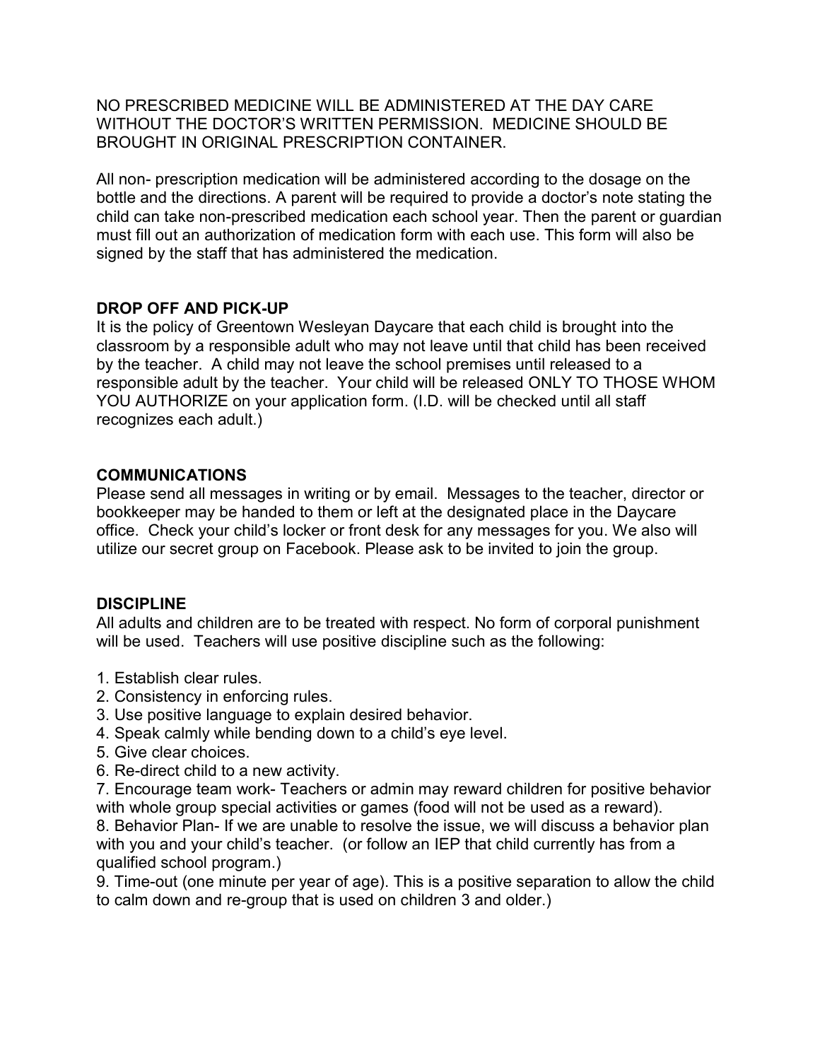NO PRESCRIBED MEDICINE WILL BE ADMINISTERED AT THE DAY CARE WITHOUT THE DOCTOR'S WRITTEN PERMISSION. MEDICINE SHOULD BE BROUGHT IN ORIGINAL PRESCRIPTION CONTAINER.

All non- prescription medication will be administered according to the dosage on the bottle and the directions. A parent will be required to provide a doctor's note stating the child can take non-prescribed medication each school year. Then the parent or guardian must fill out an authorization of medication form with each use. This form will also be signed by the staff that has administered the medication.

## DROP OFF AND PICK-UP

It is the policy of Greentown Wesleyan Daycare that each child is brought into the classroom by a responsible adult who may not leave until that child has been received by the teacher. A child may not leave the school premises until released to a responsible adult by the teacher. Your child will be released ONLY TO THOSE WHOM YOU AUTHORIZE on your application form. (I.D. will be checked until all staff recognizes each adult.)

## COMMUNICATIONS

Please send all messages in writing or by email. Messages to the teacher, director or bookkeeper may be handed to them or left at the designated place in the Daycare office. Check your child's locker or front desk for any messages for you. We also will utilize our secret group on Facebook. Please ask to be invited to join the group.

## DISCIPLINE

All adults and children are to be treated with respect. No form of corporal punishment will be used. Teachers will use positive discipline such as the following:

1. Establish clear rules.
2. Consistency in enforcing rules.
3. Use positive language to explain desired behavior.
4. Speak calmly while bending down to a child's eye level.
5. Give clear choices.
6. Re-direct child to a new activity.
7. Encourage team work- Teachers or admin may reward children for positive behavior with whole group special activities or games (food will not be used as a reward).
8. Behavior Plan- If we are unable to resolve the issue, we will discuss a behavior plan with you and your child's teacher. (or follow an IEP that child currently has from a qualified school program.)
9. Time-out (one minute per year of age). This is a positive separation to allow the child to calm down and re-group that is used on children 3 and older.)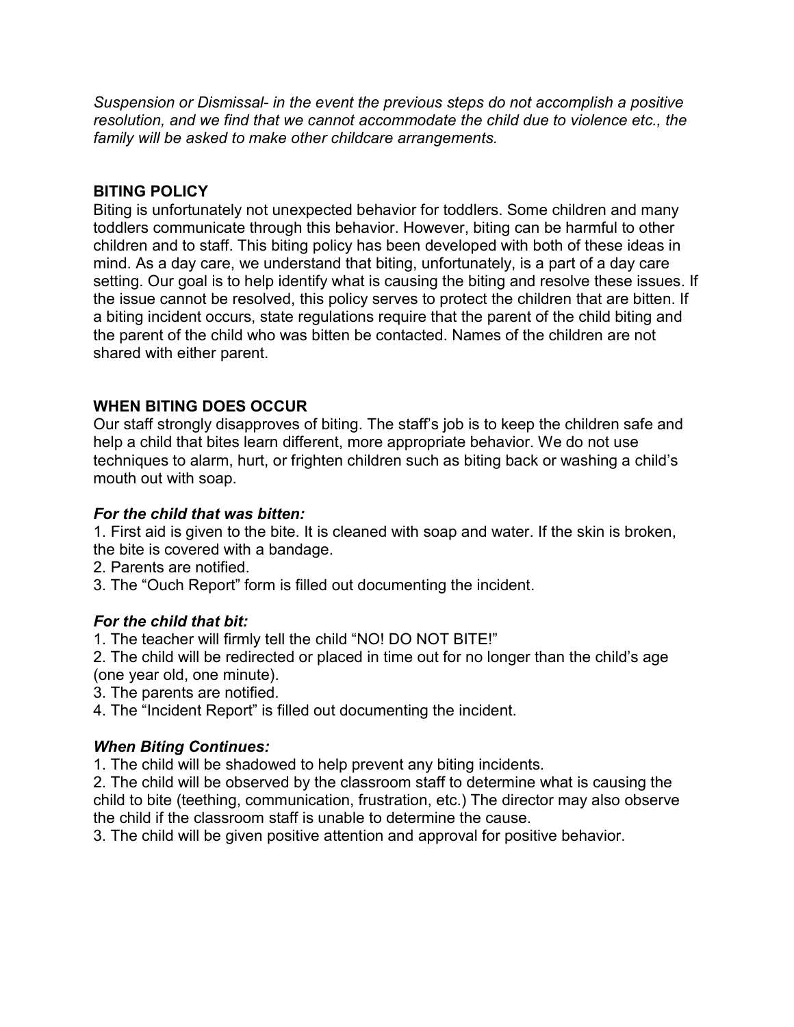*Suspension or Dismissal- in the event the previous steps do not accomplish a positive resolution, and we find that we cannot accommodate the child due to violence etc., the family will be asked to make other childcare arrangements.*

## BITING POLICY

Biting is unfortunately not unexpected behavior for toddlers. Some children and many toddlers communicate through this behavior. However, biting can be harmful to other children and to staff. This biting policy has been developed with both of these ideas in mind. As a day care, we understand that biting, unfortunately, is a part of a day care setting. Our goal is to help identify what is causing the biting and resolve these issues. If the issue cannot be resolved, this policy serves to protect the children that are bitten. If a biting incident occurs, state regulations require that the parent of the child biting and the parent of the child who was bitten be contacted. Names of the children are not shared with either parent.

## WHEN BITING DOES OCCUR

Our staff strongly disapproves of biting. The staff's job is to keep the children safe and help a child that bites learn different, more appropriate behavior. We do not use techniques to alarm, hurt, or frighten children such as biting back or washing a child's mouth out with soap.

### *For the child that was bitten:*

1. First aid is given to the bite. It is cleaned with soap and water. If the skin is broken, the bite is covered with a bandage.
2. Parents are notified.
3. The "Ouch Report" form is filled out documenting the incident.

### *For the child that bit:*

1. The teacher will firmly tell the child "NO! DO NOT BITE!"
2. The child will be redirected or placed in time out for no longer than the child's age (one year old, one minute).
3. The parents are notified.
4. The "Incident Report" is filled out documenting the incident.

### *When Biting Continues:*

1. The child will be shadowed to help prevent any biting incidents.
2. The child will be observed by the classroom staff to determine what is causing the child to bite (teething, communication, frustration, etc.) The director may also observe the child if the classroom staff is unable to determine the cause.
3. The child will be given positive attention and approval for positive behavior.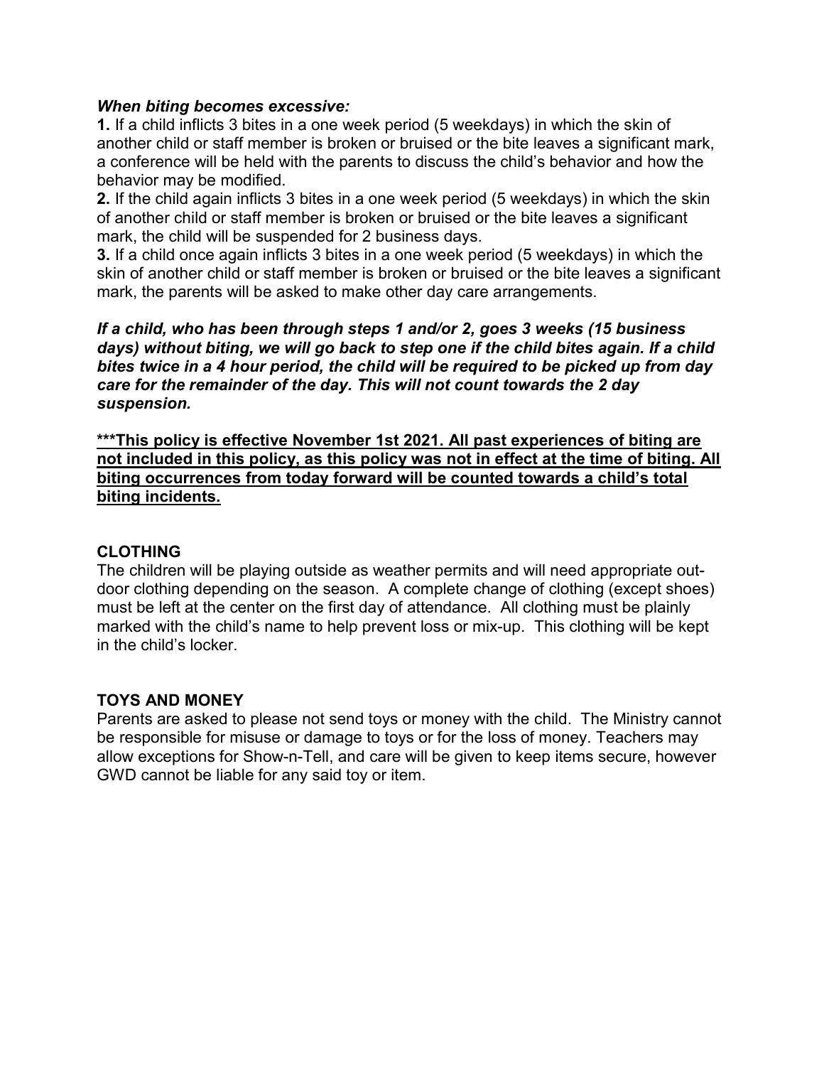***When biting becomes excessive:***

**1.** If a child inflicts 3 bites in a one week period (5 weekdays) in which the skin of another child or staff member is broken or bruised or the bite leaves a significant mark, a conference will be held with the parents to discuss the child's behavior and how the behavior may be modified.

**2.** If the child again inflicts 3 bites in a one week period (5 weekdays) in which the skin of another child or staff member is broken or bruised or the bite leaves a significant mark, the child will be suspended for 2 business days.

**3.** If a child once again inflicts 3 bites in a one week period (5 weekdays) in which the skin of another child or staff member is broken or bruised or the bite leaves a significant mark, the parents will be asked to make other day care arrangements.

***If a child, who has been through steps 1 and/or 2, goes 3 weeks (15 business days) without biting, we will go back to step one if the child bites again. If a child bites twice in a 4 hour period, the child will be required to be picked up from day care for the remainder of the day. This will not count towards the 2 day suspension.***

<u>**\*\*\*This policy is effective November 1st 2021. All past experiences of biting are not included in this policy, as this policy was not in effect at the time of biting. All biting occurrences from today forward will be counted towards a child's total biting incidents.**</u>

## CLOTHING

The children will be playing outside as weather permits and will need appropriate out-door clothing depending on the season. A complete change of clothing (except shoes) must be left at the center on the first day of attendance. All clothing must be plainly marked with the child's name to help prevent loss or mix-up. This clothing will be kept in the child's locker.

## TOYS AND MONEY

Parents are asked to please not send toys or money with the child. The Ministry cannot be responsible for misuse or damage to toys or for the loss of money. Teachers may allow exceptions for Show-n-Tell, and care will be given to keep items secure, however GWD cannot be liable for any said toy or item.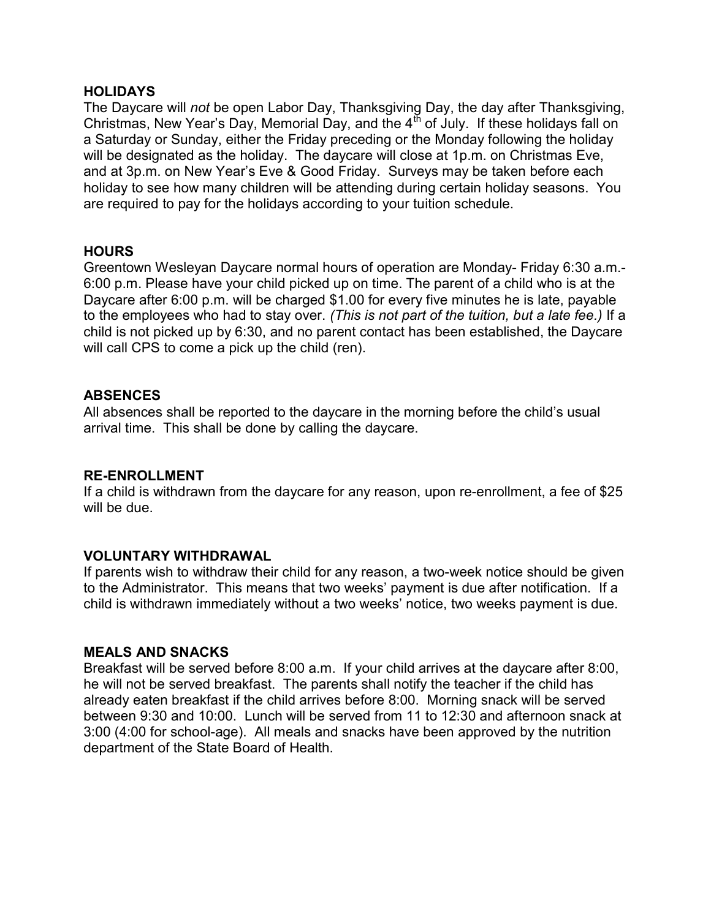**HOLIDAYS**

The Daycare will *not* be open Labor Day, Thanksgiving Day, the day after Thanksgiving, Christmas, New Year's Day, Memorial Day, and the 4th of July. If these holidays fall on a Saturday or Sunday, either the Friday preceding or the Monday following the holiday will be designated as the holiday. The daycare will close at 1p.m. on Christmas Eve, and at 3p.m. on New Year's Eve & Good Friday. Surveys may be taken before each holiday to see how many children will be attending during certain holiday seasons. You are required to pay for the holidays according to your tuition schedule.

**HOURS**

Greentown Wesleyan Daycare normal hours of operation are Monday- Friday 6:30 a.m.- 6:00 p.m. Please have your child picked up on time. The parent of a child who is at the Daycare after 6:00 p.m. will be charged $1.00 for every five minutes he is late, payable to the employees who had to stay over. *(This is not part of the tuition, but a late fee.)* If a child is not picked up by 6:30, and no parent contact has been established, the Daycare will call CPS to come a pick up the child (ren).

**ABSENCES**

All absences shall be reported to the daycare in the morning before the child's usual arrival time. This shall be done by calling the daycare.

**RE-ENROLLMENT**

If a child is withdrawn from the daycare for any reason, upon re-enrollment, a fee of $25 will be due.

**VOLUNTARY WITHDRAWAL**

If parents wish to withdraw their child for any reason, a two-week notice should be given to the Administrator. This means that two weeks' payment is due after notification. If a child is withdrawn immediately without a two weeks' notice, two weeks payment is due.

**MEALS AND SNACKS**

Breakfast will be served before 8:00 a.m. If your child arrives at the daycare after 8:00, he will not be served breakfast. The parents shall notify the teacher if the child has already eaten breakfast if the child arrives before 8:00. Morning snack will be served between 9:30 and 10:00. Lunch will be served from 11 to 12:30 and afternoon snack at 3:00 (4:00 for school-age). All meals and snacks have been approved by the nutrition department of the State Board of Health.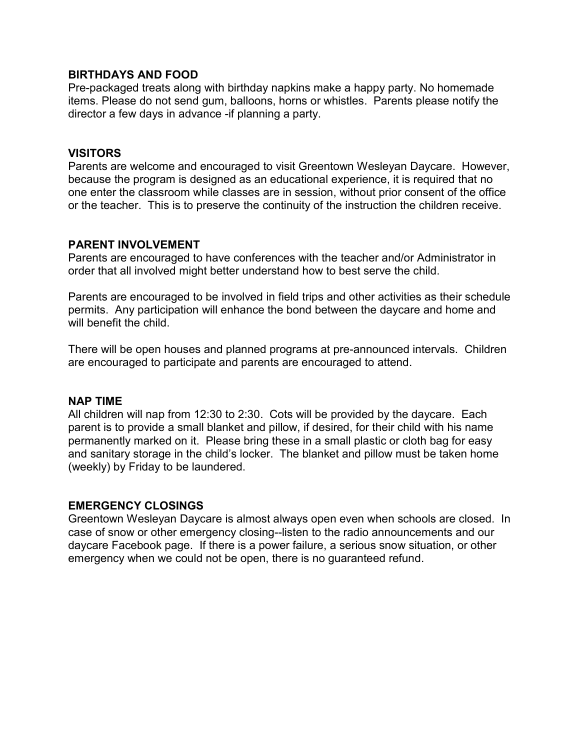## BIRTHDAYS AND FOOD

Pre-packaged treats along with birthday napkins make a happy party. No homemade items. Please do not send gum, balloons, horns or whistles. Parents please notify the director a few days in advance -if planning a party.

## VISITORS

Parents are welcome and encouraged to visit Greentown Wesleyan Daycare. However, because the program is designed as an educational experience, it is required that no one enter the classroom while classes are in session, without prior consent of the office or the teacher. This is to preserve the continuity of the instruction the children receive.

## PARENT INVOLVEMENT

Parents are encouraged to have conferences with the teacher and/or Administrator in order that all involved might better understand how to best serve the child.

Parents are encouraged to be involved in field trips and other activities as their schedule permits. Any participation will enhance the bond between the daycare and home and will benefit the child.

There will be open houses and planned programs at pre-announced intervals. Children are encouraged to participate and parents are encouraged to attend.

## NAP TIME

All children will nap from 12:30 to 2:30. Cots will be provided by the daycare. Each parent is to provide a small blanket and pillow, if desired, for their child with his name permanently marked on it. Please bring these in a small plastic or cloth bag for easy and sanitary storage in the child's locker. The blanket and pillow must be taken home (weekly) by Friday to be laundered.

## EMERGENCY CLOSINGS

Greentown Wesleyan Daycare is almost always open even when schools are closed. In case of snow or other emergency closing--listen to the radio announcements and our daycare Facebook page. If there is a power failure, a serious snow situation, or other emergency when we could not be open, there is no guaranteed refund.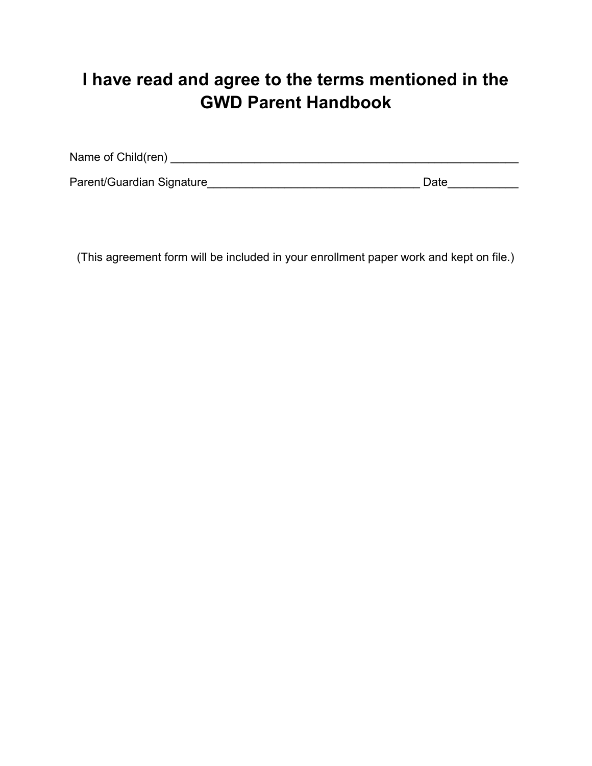# I have read and agree to the terms mentioned in the GWD Parent Handbook

Name of Child(ren) ______________________________________________________

Parent/Guardian Signature________________________________ Date__________

(This agreement form will be included in your enrollment paper work and kept on file.)